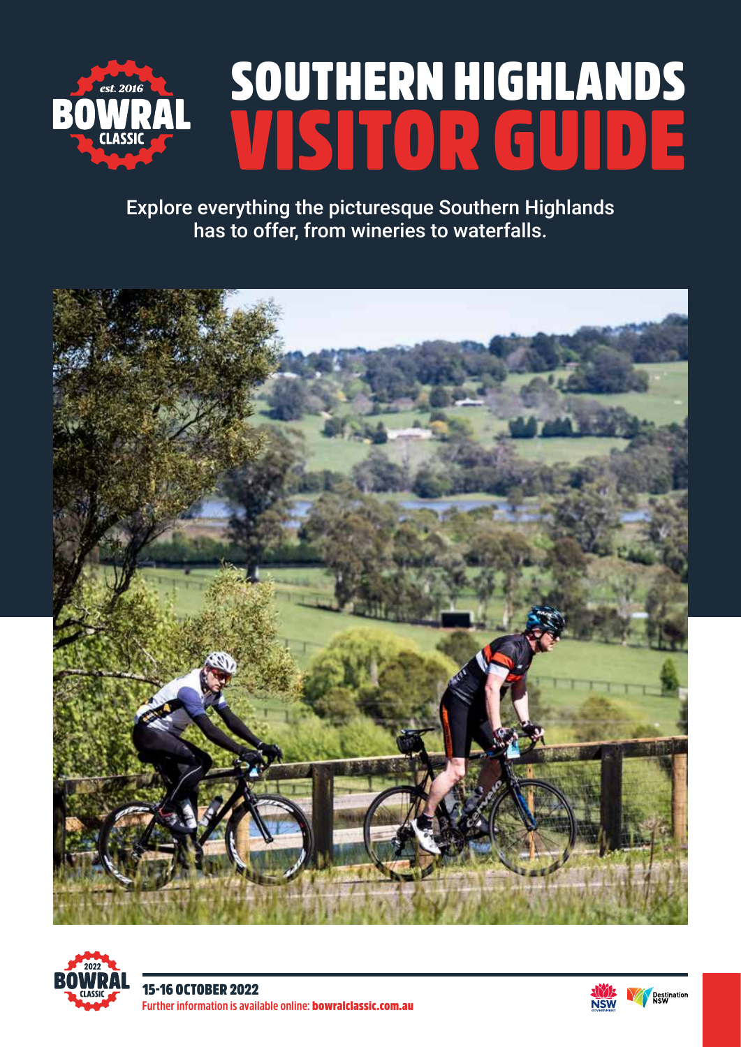# SOUTHERN HIGHLANDS VISITOR GUIDE

Explore everything the picturesque Southern Highlands has to offer, from wineries to waterfalls.

**15-16 OCTOBER 2022**

Further information is available online: **bowralclassic.com.au**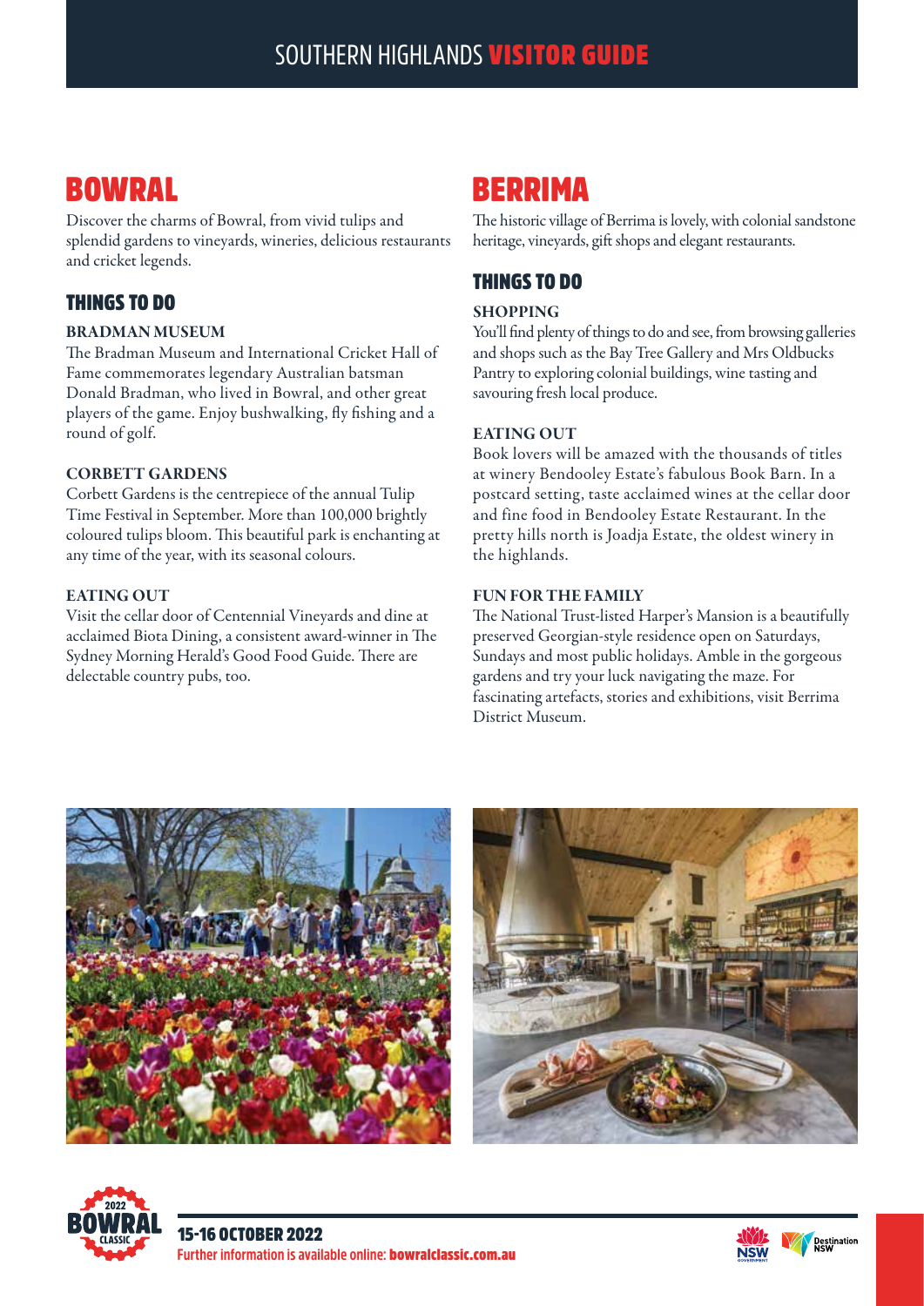# BOWRAL

Discover the charms of Bowral, from vivid tulips and splendid gardens to vineyards, wineries, delicious restaurants and cricket legends.

## THINGS TO DO

### BRADMAN MUSEUM

The Bradman Museum and International Cricket Hall of Fame commemorates legendary Australian batsman Donald Bradman, who lived in Bowral, and other great players of the game. Enjoy bushwalking, fly fishing and a round of golf.

### CORBETT GARDENS

Corbett Gardens is the centrepiece of the annual Tulip Time Festival in September. More than 100,000 brightly coloured tulips bloom. This beautiful park is enchanting at any time of the year, with its seasonal colours.

### EATING OUT

Visit the cellar door of Centennial Vineyards and dine at acclaimed Biota Dining, a consistent award-winner in The Sydney Morning Herald's Good Food Guide. There are delectable country pubs, too.

# BERRIMA

The historic village of Berrima is lovely, with colonial sandstone heritage, vineyards, gift shops and elegant restaurants.

## THINGS TO DO

### SHOPPING

You'll find plenty of things to do and see, from browsing galleries and shops such as the Bay Tree Gallery and Mrs Oldbucks Pantry to exploring colonial buildings, wine tasting and savouring fresh local produce.

### EATING OUT

Book lovers will be amazed with the thousands of titles at winery Bendooley Estate's fabulous Book Barn. In a postcard setting, taste acclaimed wines at the cellar door and fine food in Bendooley Estate Restaurant. In the pretty hills north is Joadja Estate, the oldest winery in the highlands.

### FUN FOR THE FAMILY

The National Trust-listed Harper's Mansion is a beautifully preserved Georgian-style residence open on Saturdays, Sundays and most public holidays. Amble in the gorgeous gardens and try your luck navigating the maze. For fascinating artefacts, stories and exhibitions, visit Berrima District Museum.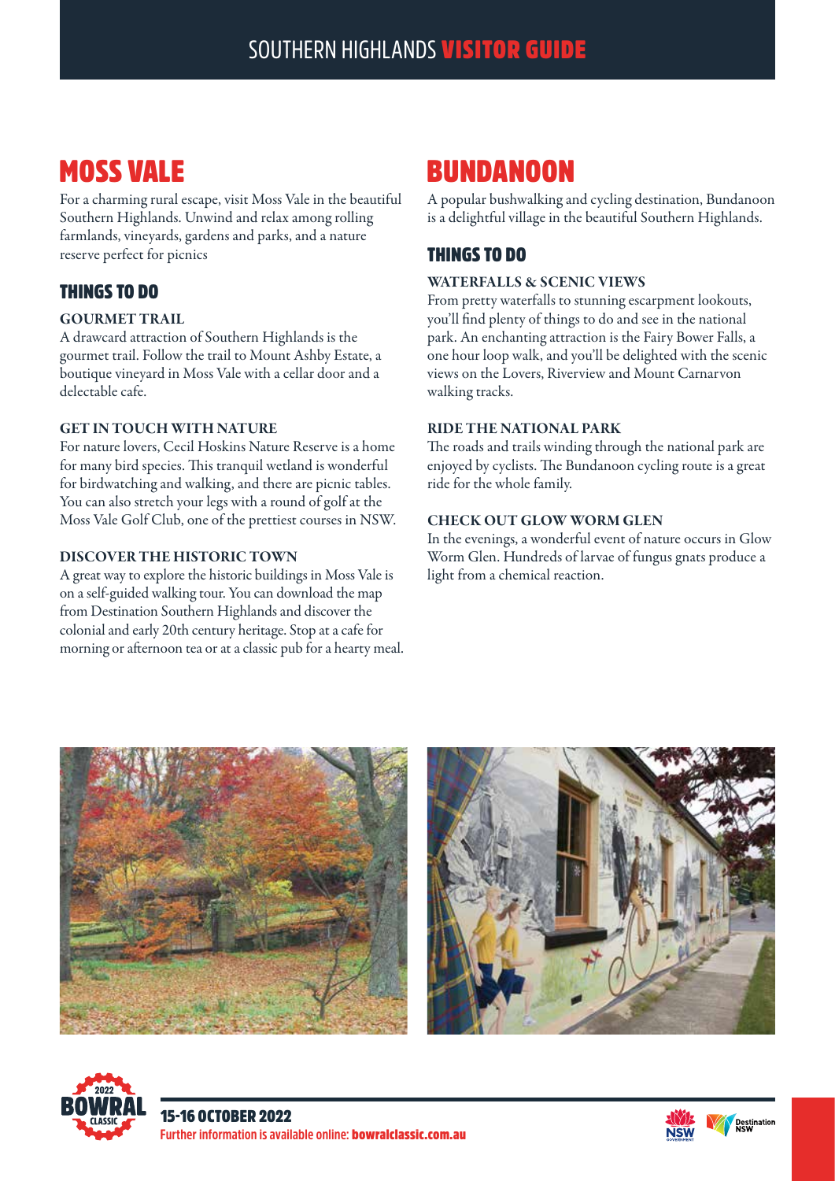# MOSS VALE

For a charming rural escape, visit Moss Vale in the beautiful Southern Highlands. Unwind and relax among rolling farmlands, vineyards, gardens and parks, and a nature reserve perfect for picnics

## THINGS TO DO

### GOURMET TRAIL

A drawcard attraction of Southern Highlands is the gourmet trail. Follow the trail to Mount Ashby Estate, a boutique vineyard in Moss Vale with a cellar door and a delectable cafe.

### GET IN TOUCH WITH NATURE

For nature lovers, Cecil Hoskins Nature Reserve is a home for many bird species. This tranquil wetland is wonderful for birdwatching and walking, and there are picnic tables. You can also stretch your legs with a round of golf at the Moss Vale Golf Club, one of the prettiest courses in NSW.

### DISCOVER THE HISTORIC TOWN

A great way to explore the historic buildings in Moss Vale is on a self-guided walking tour. You can download the map from Destination Southern Highlands and discover the colonial and early 20th century heritage. Stop at a cafe for morning or afternoon tea or at a classic pub for a hearty meal.

# BUNDANOON

A popular bushwalking and cycling destination, Bundanoon is a delightful village in the beautiful Southern Highlands.

## THINGS TO DO

### WATERFALLS & SCENIC VIEWS

From pretty waterfalls to stunning escarpment lookouts, you'll find plenty of things to do and see in the national park. An enchanting attraction is the Fairy Bower Falls, a one hour loop walk, and you'll be delighted with the scenic views on the Lovers, Riverview and Mount Carnarvon walking tracks.

### RIDE THE NATIONAL PARK

The roads and trails winding through the national park are enjoyed by cyclists. The Bundanoon cycling route is a great ride for the whole family.

### CHECK OUT GLOW WORM GLEN

In the evenings, a wonderful event of nature occurs in Glow Worm Glen. Hundreds of larvae of fungus gnats produce a light from a chemical reaction.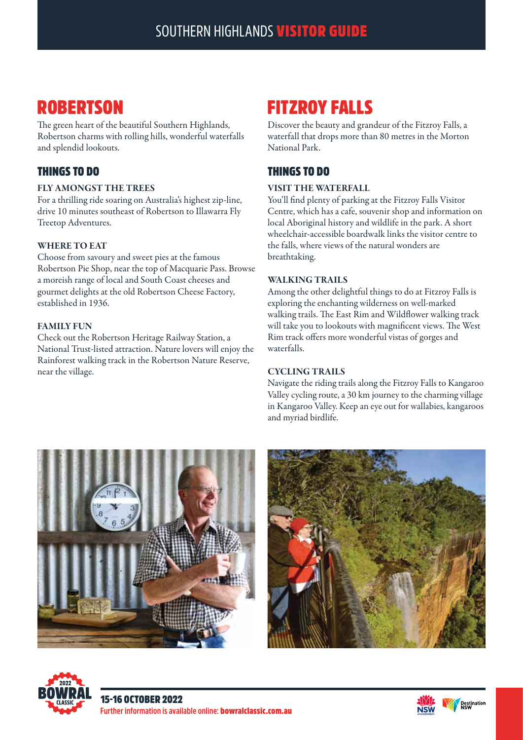## ROBERTSON

The green heart of the beautiful Southern Highlands, Robertson charms with rolling hills, wonderful waterfalls and splendid lookouts.

### THINGS TO DO

**FLY AMONGST THE TREES**

For a thrilling ride soaring on Australia's highest zip-line, drive 10 minutes southeast of Robertson to Illawarra Fly Treetop Adventures.

**WHERE TO EAT**

Choose from savoury and sweet pies at the famous Robertson Pie Shop, near the top of Macquarie Pass. Browse a moreish range of local and South Coast cheeses and gourmet delights at the old Robertson Cheese Factory, established in 1936.

**FAMILY FUN**

Check out the Robertson Heritage Railway Station, a National Trust-listed attraction. Nature lovers will enjoy the Rainforest walking track in the Robertson Nature Reserve, near the village.

## FITZROY FALLS

Discover the beauty and grandeur of the Fitzroy Falls, a waterfall that drops more than 80 metres in the Morton National Park.

### THINGS TO DO

**VISIT THE WATERFALL**

You'll find plenty of parking at the Fitzroy Falls Visitor Centre, which has a cafe, souvenir shop and information on local Aboriginal history and wildlife in the park. A short wheelchair-accessible boardwalk links the visitor centre to the falls, where views of the natural wonders are breathtaking.

**WALKING TRAILS**

Among the other delightful things to do at Fitzroy Falls is exploring the enchanting wilderness on well-marked walking trails. The East Rim and Wildflower walking track will take you to lookouts with magnificent views. The West Rim track offers more wonderful vistas of gorges and waterfalls.

**CYCLING TRAILS**

Navigate the riding trails along the Fitzroy Falls to Kangaroo Valley cycling route, a 30 km journey to the charming village in Kangaroo Valley. Keep an eye out for wallabies, kangaroos and myriad birdlife.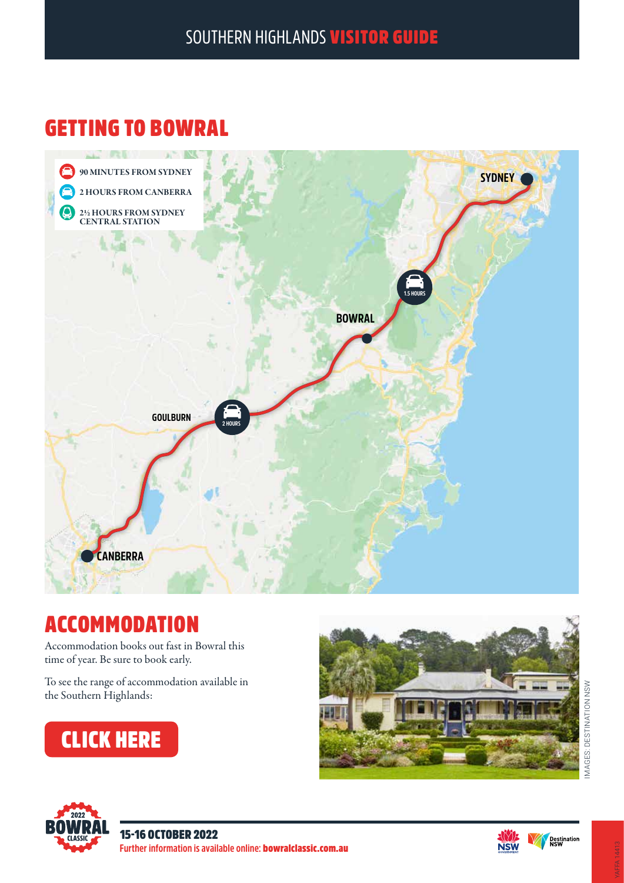SOUTHERN HIGHLANDS **VISITOR GUIDE**

# GETTING TO BOWRAL

90 MINUTES FROM SYDNEY

2 HOURS FROM CANBERRA

2½ HOURS FROM SYDNEY CENTRAL STATION

SYDNEY

1.5 HOURS

BOWRAL

GOULBURN

2 HOURS

CANBERRA

# ACCOMMODATION

Accommodation books out fast in Bowral this time of year. Be sure to book early.

To see the range of accommodation available in the Southern Highlands:

**CLICK HERE**

IMAGES: DESTINATION NSW

**15-16 OCTOBER 2022**

Further information is available online: **bowralclassic.com.au**